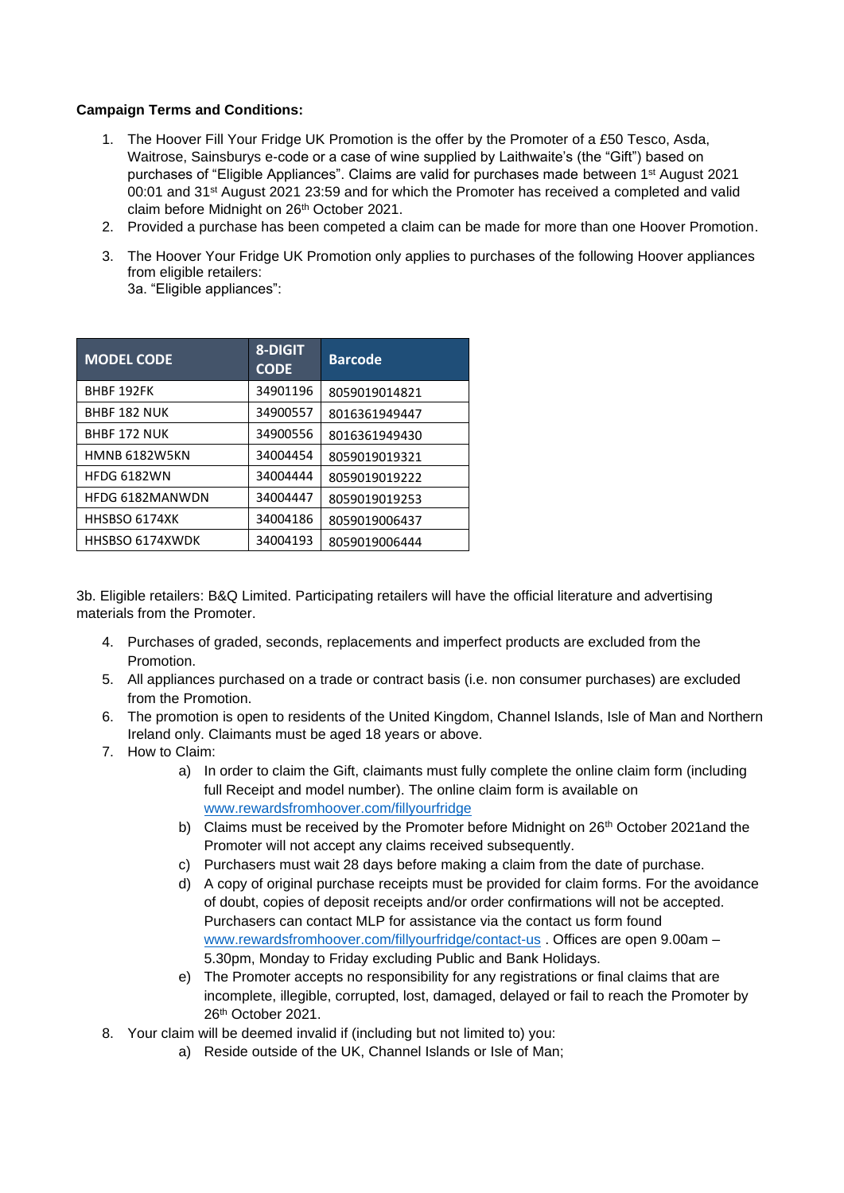**Campaign Terms and Conditions:**

1. The Hoover Fill Your Fridge UK Promotion is the offer by the Promoter of a £50 Tesco, Asda, Waitrose, Sainsburys e-code or a case of wine supplied by Laithwaite's (the "Gift") based on purchases of "Eligible Appliances". Claims are valid for purchases made between 1st August 2021 00:01 and 31st August 2021 23:59 and for which the Promoter has received a completed and valid claim before Midnight on 26th October 2021.
2. Provided a purchase has been competed a claim can be made for more than one Hoover Promotion.
3. The Hoover Your Fridge UK Promotion only applies to purchases of the following Hoover appliances from eligible retailers:
   3a. "Eligible appliances":

| MODEL CODE | 8-DIGIT CODE | Barcode |
|---|---|---|
| BHBF 192FK | 34901196 | 8059019014821 |
| BHBF 182 NUK | 34900557 | 8016361949447 |
| BHBF 172 NUK | 34900556 | 8016361949430 |
| HMNB 6182W5KN | 34004454 | 8059019019321 |
| HFDG 6182WN | 34004444 | 8059019019222 |
| HFDG 6182MANWDN | 34004447 | 8059019019253 |
| HHSBSO 6174XK | 34004186 | 8059019006437 |
| HHSBSO 6174XWDK | 34004193 | 8059019006444 |

3b. Eligible retailers: B&Q Limited. Participating retailers will have the official literature and advertising materials from the Promoter.

4. Purchases of graded, seconds, replacements and imperfect products are excluded from the Promotion.
5. All appliances purchased on a trade or contract basis (i.e. non consumer purchases) are excluded from the Promotion.
6. The promotion is open to residents of the United Kingdom, Channel Islands, Isle of Man and Northern Ireland only. Claimants must be aged 18 years or above.
7. How to Claim:
   a) In order to claim the Gift, claimants must fully complete the online claim form (including full Receipt and model number). The online claim form is available on www.rewardsfromhoover.com/fillyourfridge
   b) Claims must be received by the Promoter before Midnight on 26th October 2021and the Promoter will not accept any claims received subsequently.
   c) Purchasers must wait 28 days before making a claim from the date of purchase.
   d) A copy of original purchase receipts must be provided for claim forms. For the avoidance of doubt, copies of deposit receipts and/or order confirmations will not be accepted. Purchasers can contact MLP for assistance via the contact us form found www.rewardsfromhoover.com/fillyourfridge/contact-us . Offices are open 9.00am – 5.30pm, Monday to Friday excluding Public and Bank Holidays.
   e) The Promoter accepts no responsibility for any registrations or final claims that are incomplete, illegible, corrupted, lost, damaged, delayed or fail to reach the Promoter by 26th October 2021.
8. Your claim will be deemed invalid if (including but not limited to) you:
   a) Reside outside of the UK, Channel Islands or Isle of Man;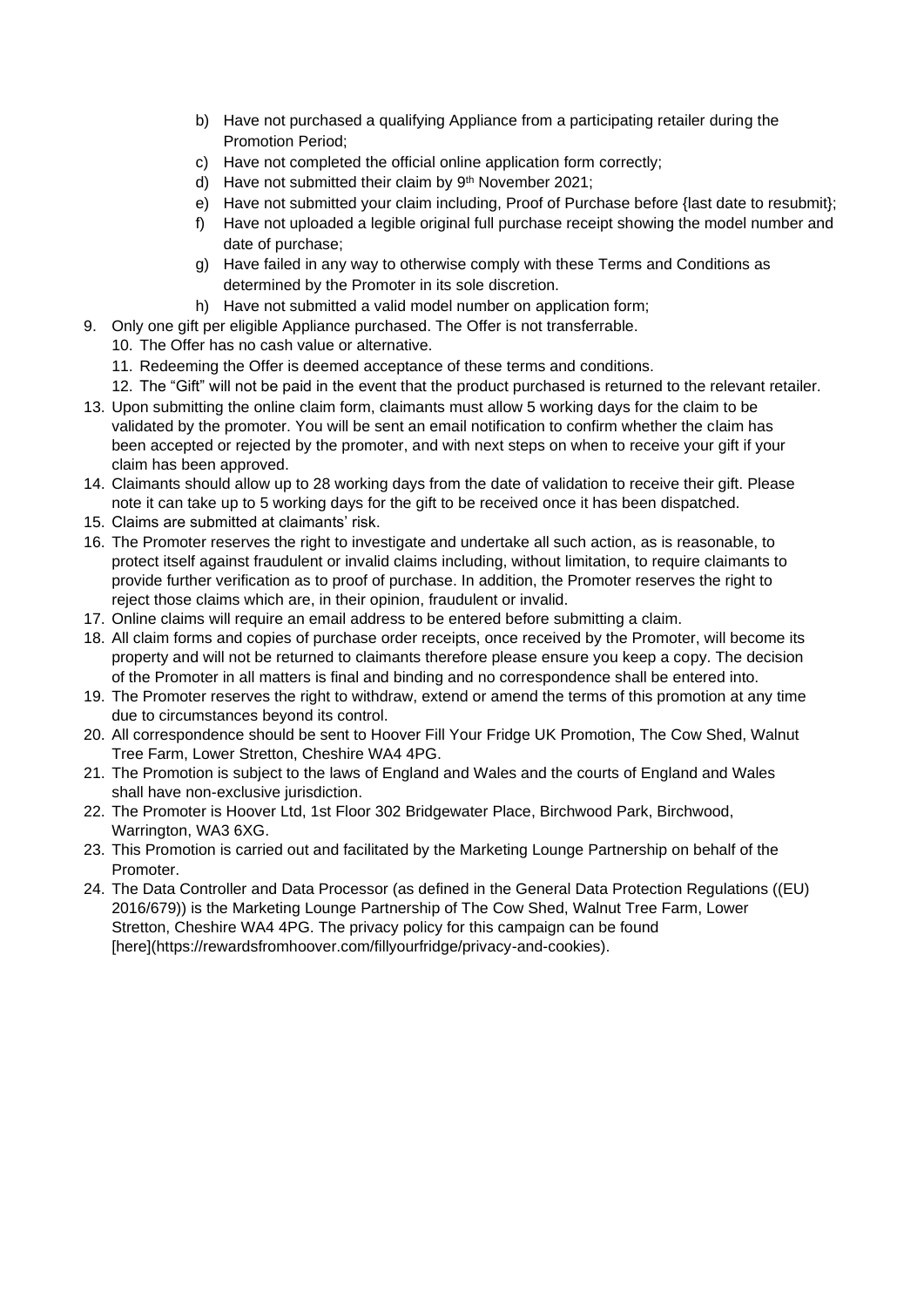b) Have not purchased a qualifying Appliance from a participating retailer during the Promotion Period;
c) Have not completed the official online application form correctly;
d) Have not submitted their claim by 9th November 2021;
e) Have not submitted your claim including, Proof of Purchase before {last date to resubmit};
f) Have not uploaded a legible original full purchase receipt showing the model number and date of purchase;
g) Have failed in any way to otherwise comply with these Terms and Conditions as determined by the Promoter in its sole discretion.
h) Have not submitted a valid model number on application form;

9. Only one gift per eligible Appliance purchased. The Offer is not transferrable.
10. The Offer has no cash value or alternative.
11. Redeeming the Offer is deemed acceptance of these terms and conditions.
12. The "Gift" will not be paid in the event that the product purchased is returned to the relevant retailer.
13. Upon submitting the online claim form, claimants must allow 5 working days for the claim to be validated by the promoter. You will be sent an email notification to confirm whether the claim has been accepted or rejected by the promoter, and with next steps on when to receive your gift if your claim has been approved.
14. Claimants should allow up to 28 working days from the date of validation to receive their gift. Please note it can take up to 5 working days for the gift to be received once it has been dispatched.
15. Claims are submitted at claimants' risk.
16. The Promoter reserves the right to investigate and undertake all such action, as is reasonable, to protect itself against fraudulent or invalid claims including, without limitation, to require claimants to provide further verification as to proof of purchase. In addition, the Promoter reserves the right to reject those claims which are, in their opinion, fraudulent or invalid.
17. Online claims will require an email address to be entered before submitting a claim.
18. All claim forms and copies of purchase order receipts, once received by the Promoter, will become its property and will not be returned to claimants therefore please ensure you keep a copy. The decision of the Promoter in all matters is final and binding and no correspondence shall be entered into.
19. The Promoter reserves the right to withdraw, extend or amend the terms of this promotion at any time due to circumstances beyond its control.
20. All correspondence should be sent to Hoover Fill Your Fridge UK Promotion, The Cow Shed, Walnut Tree Farm, Lower Stretton, Cheshire WA4 4PG.
21. The Promotion is subject to the laws of England and Wales and the courts of England and Wales shall have non-exclusive jurisdiction.
22. The Promoter is Hoover Ltd, 1st Floor 302 Bridgewater Place, Birchwood Park, Birchwood, Warrington, WA3 6XG.
23. This Promotion is carried out and facilitated by the Marketing Lounge Partnership on behalf of the Promoter.
24. The Data Controller and Data Processor (as defined in the General Data Protection Regulations ((EU) 2016/679)) is the Marketing Lounge Partnership of The Cow Shed, Walnut Tree Farm, Lower Stretton, Cheshire WA4 4PG. The privacy policy for this campaign can be found [here](https://rewardsfromhoover.com/fillyourfridge/privacy-and-cookies).